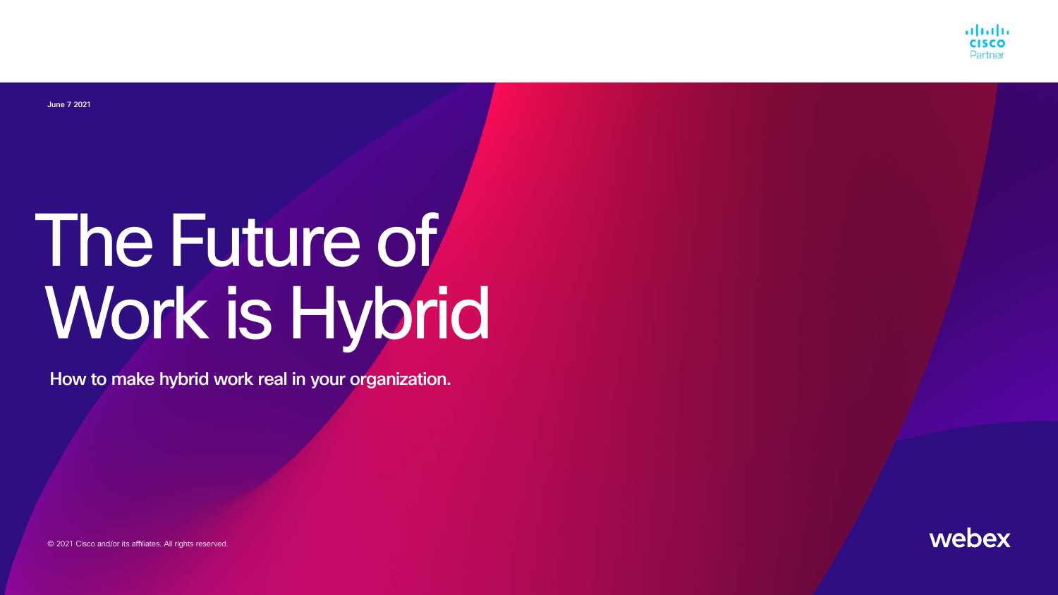June 7 2021

# The Future of Work is Hybrid

**How to make hybrid work real in your organization.**

© 2021 Cisco and/or its affiliates. All rights reserved.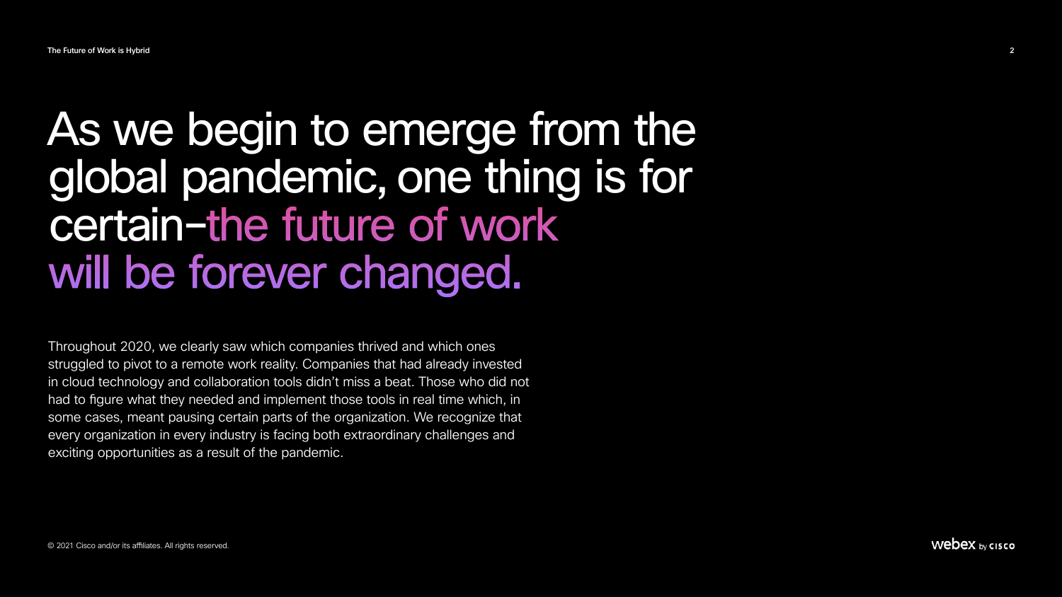# As we begin to emerge from the global pandemic, one thing is for certain–the future of work will be forever changed.

Throughout 2020, we clearly saw which companies thrived and which ones struggled to pivot to a remote work reality. Companies that had already invested in cloud technology and collaboration tools didn't miss a beat. Those who did not had to figure what they needed and implement those tools in real time which, in some cases, meant pausing certain parts of the organization. We recognize that every organization in every industry is facing both extraordinary challenges and exciting opportunities as a result of the pandemic.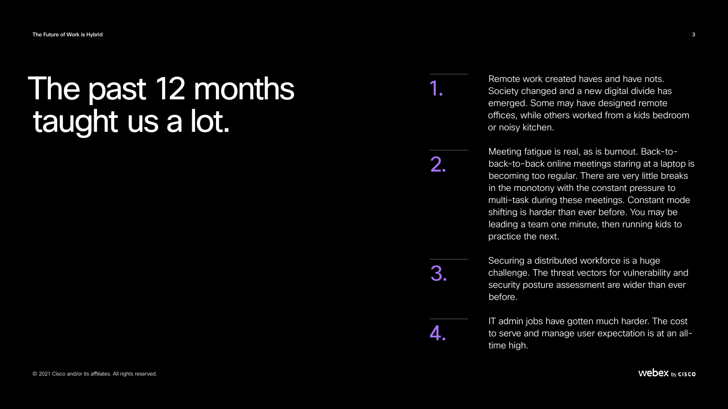# The past 12 months taught us a lot.

1. Remote work created haves and have nots. Society changed and a new digital divide has emerged. Some may have designed remote offices, while others worked from a kids bedroom or noisy kitchen.

2. Meeting fatigue is real, as is burnout. Back-to-back-to-back online meetings staring at a laptop is becoming too regular. There are very little breaks in the monotony with the constant pressure to multi-task during these meetings. Constant mode shifting is harder than ever before. You may be leading a team one minute, then running kids to practice the next.

3. Securing a distributed workforce is a huge challenge. The threat vectors for vulnerability and security posture assessment are wider than ever before.

4. IT admin jobs have gotten much harder. The cost to serve and manage user expectation is at an all-time high.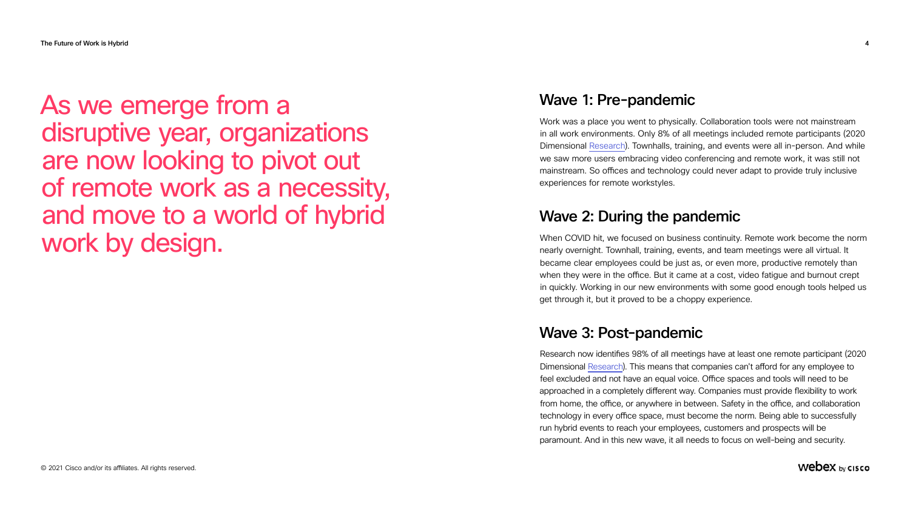As we emerge from a disruptive year, organizations are now looking to pivot out of remote work as a necessity, and move to a world of hybrid work by design.

## Wave 1: Pre-pandemic

Work was a place you went to physically. Collaboration tools were not mainstream in all work environments. Only 8% of all meetings included remote participants (2020 Dimensional Research). Townhalls, training, and events were all in-person. And while we saw more users embracing video conferencing and remote work, it was still not mainstream. So offices and technology could never adapt to provide truly inclusive experiences for remote workstyles.

## Wave 2: During the pandemic

When COVID hit, we focused on business continuity. Remote work become the norm nearly overnight. Townhall, training, events, and team meetings were all virtual. It became clear employees could be just as, or even more, productive remotely than when they were in the office. But it came at a cost, video fatigue and burnout crept in quickly. Working in our new environments with some good enough tools helped us get through it, but it proved to be a choppy experience.

## Wave 3: Post-pandemic

Research now identifies 98% of all meetings have at least one remote participant (2020 Dimensional Research). This means that companies can't afford for any employee to feel excluded and not have an equal voice. Office spaces and tools will need to be approached in a completely different way. Companies must provide flexibility to work from home, the office, or anywhere in between. Safety in the office, and collaboration technology in every office space, must become the norm. Being able to successfully run hybrid events to reach your employees, customers and prospects will be paramount. And in this new wave, it all needs to focus on well-being and security.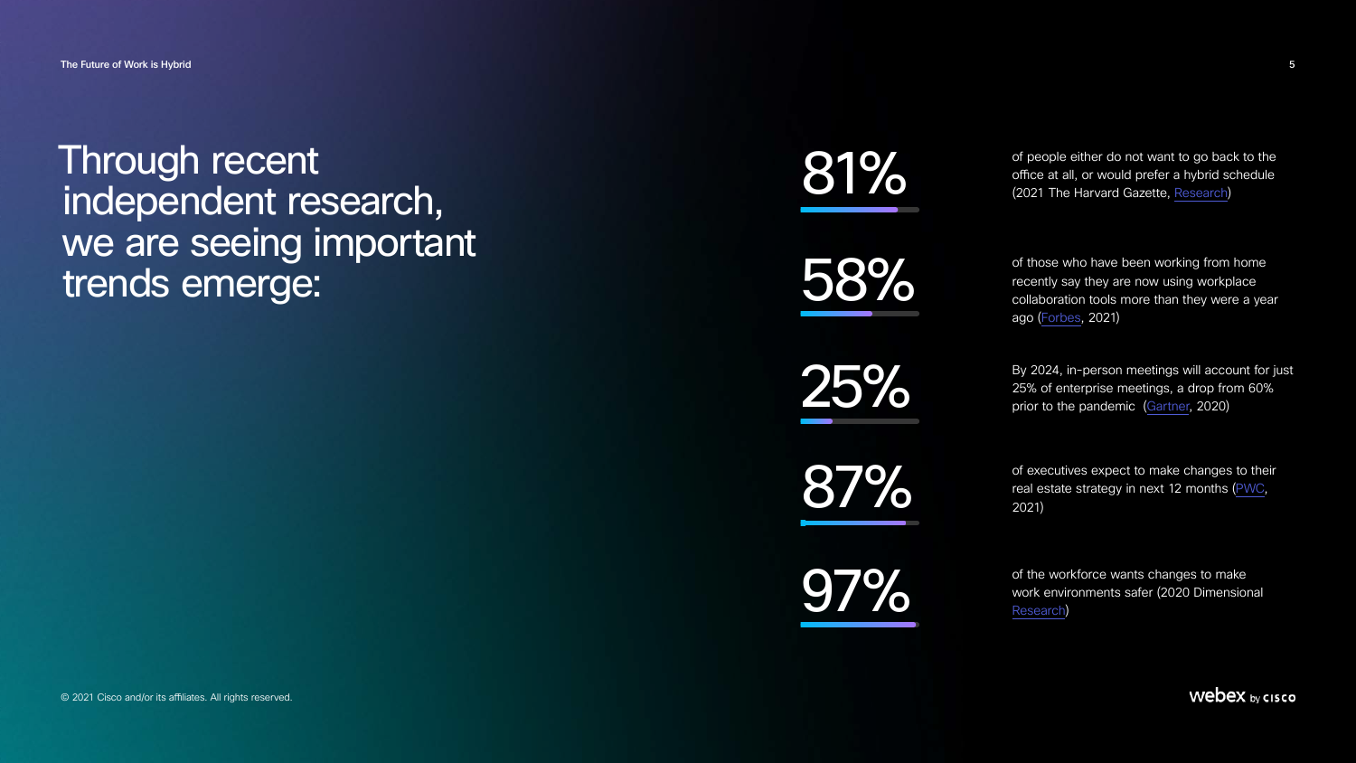# Through recent independent research, we are seeing important trends emerge:

**81%** of people either do not want to go back to the office at all, or would prefer a hybrid schedule (2021 The Harvard Gazette, Research)

**58%** of those who have been working from home recently say they are now using workplace collaboration tools more than they were a year ago (Forbes, 2021)

**25%** By 2024, in-person meetings will account for just 25% of enterprise meetings, a drop from 60% prior to the pandemic (Gartner, 2020)

**87%** of executives expect to make changes to their real estate strategy in next 12 months (PWC, 2021)

**97%** of the workforce wants changes to make work environments safer (2020 Dimensional Research)

© 2021 Cisco and/or its affiliates. All rights reserved.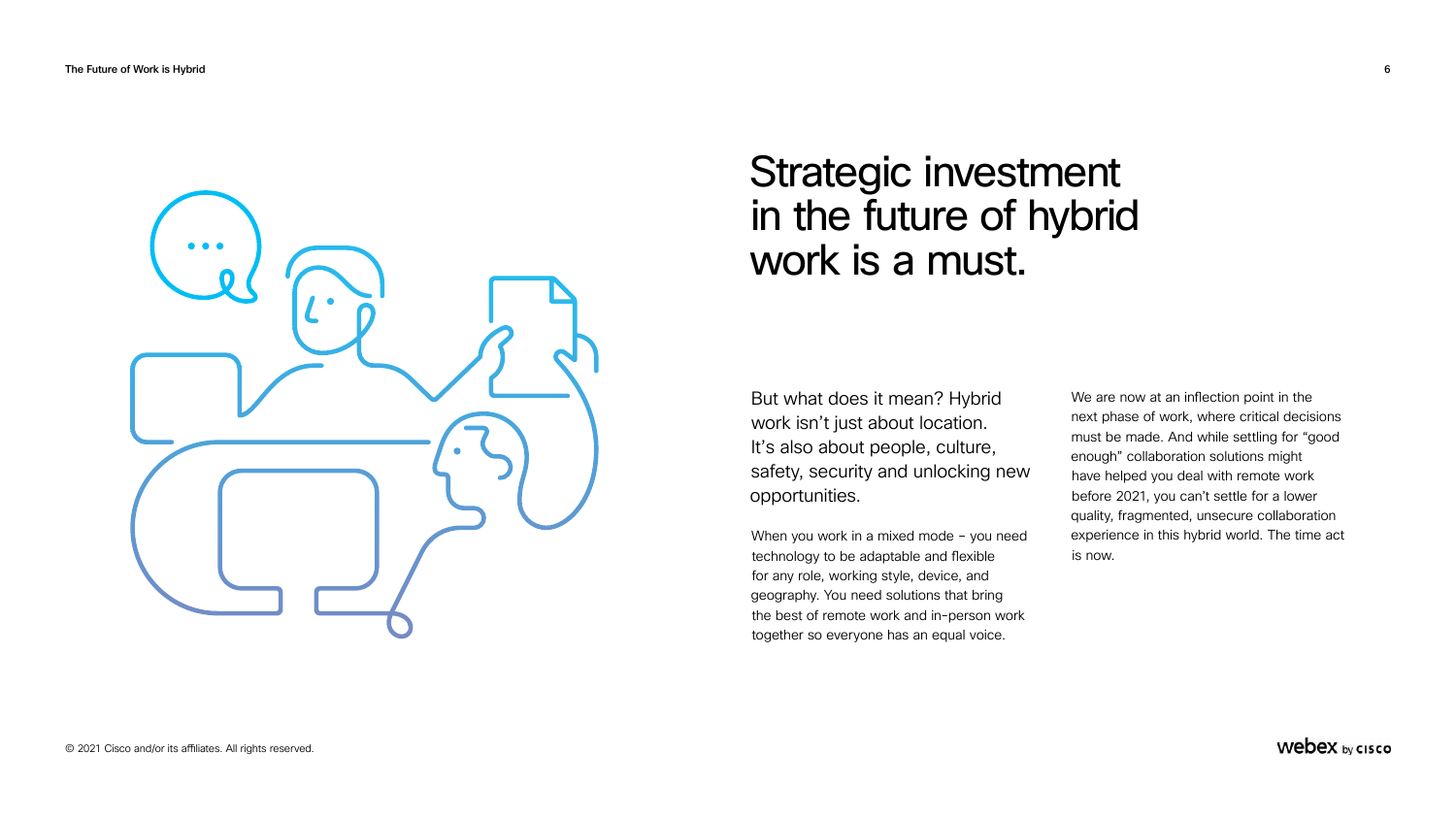# Strategic investment in the future of hybrid work is a must.

But what does it mean? Hybrid work isn't just about location. It's also about people, culture, safety, security and unlocking new opportunities.

When you work in a mixed mode – you need technology to be adaptable and flexible for any role, working style, device, and geography. You need solutions that bring the best of remote work and in-person work together so everyone has an equal voice.

We are now at an inflection point in the next phase of work, where critical decisions must be made. And while settling for "good enough" collaboration solutions might have helped you deal with remote work before 2021, you can't settle for a lower quality, fragmented, unsecure collaboration experience in this hybrid world. The time act is now.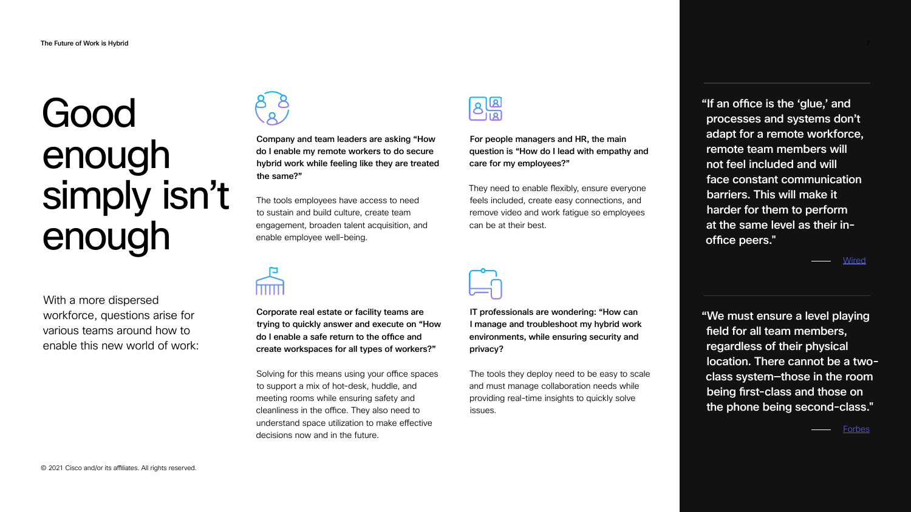# Good enough simply isn't enough

With a more dispersed workforce, questions arise for various teams around how to enable this new world of work:

**Company and team leaders are asking "How do I enable my remote workers to do secure hybrid work while feeling like they are treated the same?"**

The tools employees have access to need to sustain and build culture, create team engagement, broaden talent acquisition, and enable employee well-being.

**For people managers and HR, the main question is "How do I lead with empathy and care for my employees?"**

They need to enable flexibly, ensure everyone feels included, create easy connections, and remove video and work fatigue so employees can be at their best.

**Corporate real estate or facility teams are trying to quickly answer and execute on "How do I enable a safe return to the office and create workspaces for all types of workers?"**

Solving for this means using your office spaces to support a mix of hot-desk, huddle, and meeting rooms while ensuring safety and cleanliness in the office. They also need to understand space utilization to make effective decisions now and in the future.

**IT professionals are wondering: "How can I manage and troubleshoot my hybrid work environments, while ensuring security and privacy?**

The tools they deploy need to be easy to scale and must manage collaboration needs while providing real-time insights to quickly solve issues.

> "If an office is the 'glue,' and processes and systems don't adapt for a remote workforce, remote team members will not feel included and will face constant communication barriers. This will make it harder for them to perform at the same level as their in-office peers."
>
> — Wired

> "We must ensure a level playing field for all team members, regardless of their physical location. There cannot be a two-class system–those in the room being first-class and those on the phone being second-class."
>
> — Forbes

© 2021 Cisco and/or its affiliates. All rights reserved.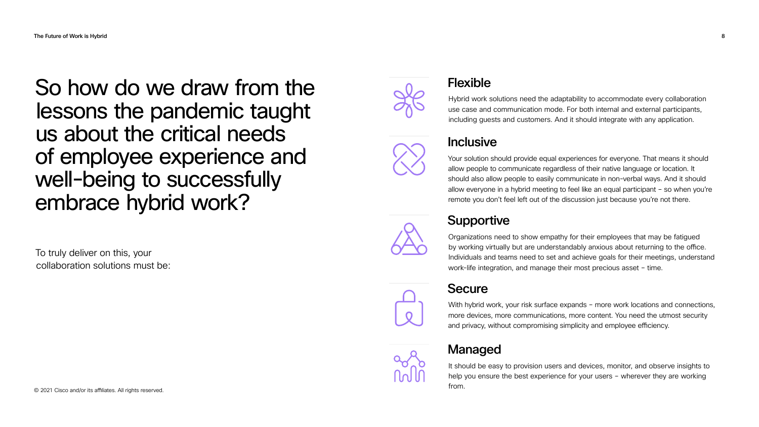# So how do we draw from the lessons the pandemic taught us about the critical needs of employee experience and well-being to successfully embrace hybrid work?

To truly deliver on this, your collaboration solutions must be:

## Flexible

Hybrid work solutions need the adaptability to accommodate every collaboration use case and communication mode. For both internal and external participants, including guests and customers. And it should integrate with any application.

## Inclusive

Your solution should provide equal experiences for everyone. That means it should allow people to communicate regardless of their native language or location. It should also allow people to easily communicate in non-verbal ways. And it should allow everyone in a hybrid meeting to feel like an equal participant – so when you're remote you don't feel left out of the discussion just because you're not there.

## Supportive

Organizations need to show empathy for their employees that may be fatigued by working virtually but are understandably anxious about returning to the office. Individuals and teams need to set and achieve goals for their meetings, understand work-life integration, and manage their most precious asset – time.

## Secure

With hybrid work, your risk surface expands – more work locations and connections, more devices, more communications, more content. You need the utmost security and privacy, without compromising simplicity and employee efficiency.

## Managed

It should be easy to provision users and devices, monitor, and observe insights to help you ensure the best experience for your users – wherever they are working from.

© 2021 Cisco and/or its affiliates. All rights reserved.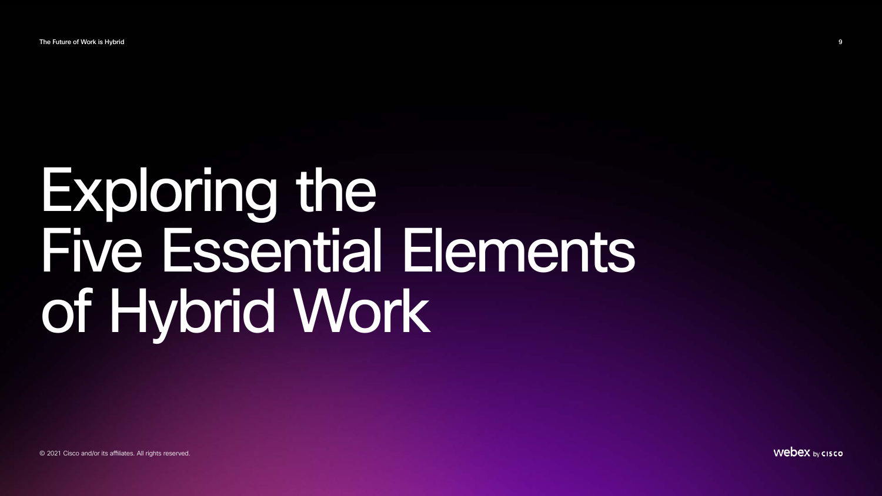# Exploring the Five Essential Elements of Hybrid Work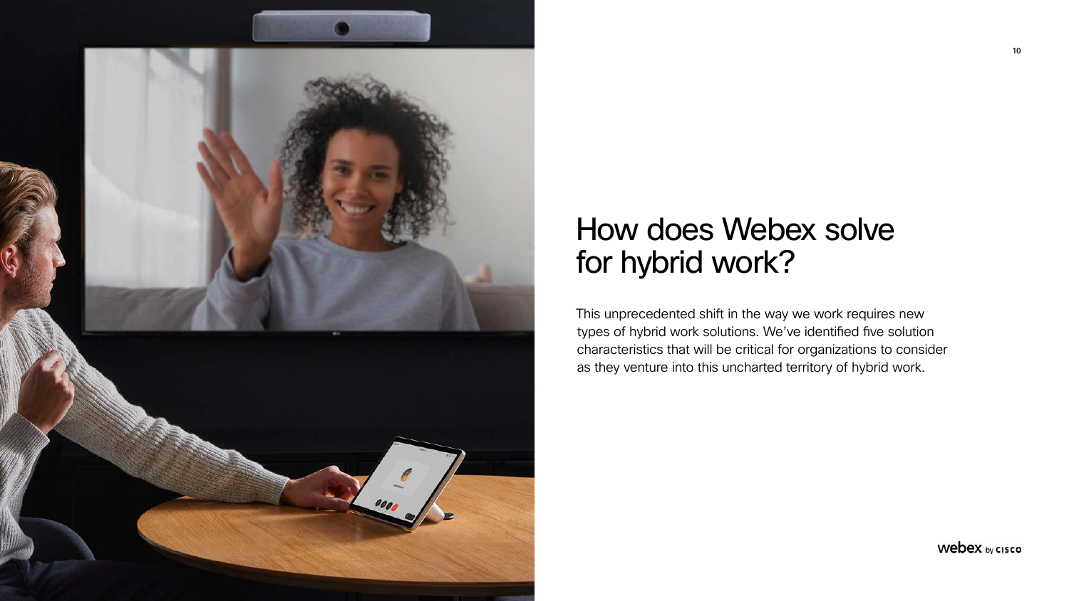# How does Webex solve for hybrid work?

This unprecedented shift in the way we work requires new types of hybrid work solutions. We've identified five solution characteristics that will be critical for organizations to consider as they venture into this uncharted territory of hybrid work.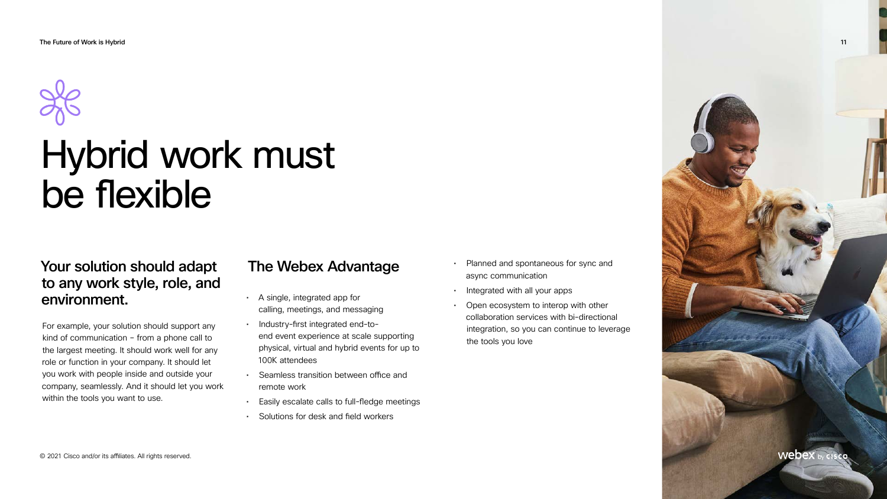# Hybrid work must be flexible

## Your solution should adapt to any work style, role, and environment.

For example, your solution should support any kind of communication – from a phone call to the largest meeting. It should work well for any role or function in your company. It should let you work with people inside and outside your company, seamlessly. And it should let you work within the tools you want to use.

## The Webex Advantage

- A single, integrated app for calling, meetings, and messaging
- Industry-first integrated end-to-end event experience at scale supporting physical, virtual and hybrid events for up to 100K attendees
- Seamless transition between office and remote work
- Easily escalate calls to full-fledge meetings
- Solutions for desk and field workers
- Planned and spontaneous for sync and async communication
- Integrated with all your apps
- Open ecosystem to interop with other collaboration services with bi-directional integration, so you can continue to leverage the tools you love

© 2021 Cisco and/or its affiliates. All rights reserved.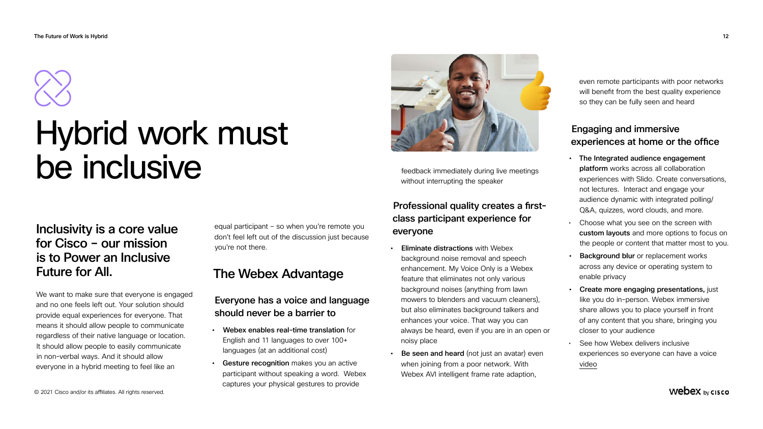# Hybrid work must be inclusive

## Inclusivity is a core value for Cisco – our mission is to Power an Inclusive Future for All.

We want to make sure that everyone is engaged and no one feels left out. Your solution should provide equal experiences for everyone. That means it should allow people to communicate regardless of their native language or location. It should allow people to easily communicate in non-verbal ways. And it should allow everyone in a hybrid meeting to feel like an equal participant – so when you're remote you don't feel left out of the discussion just because you're not there.

## The Webex Advantage

### Everyone has a voice and language should never be a barrier to

- **Webex enables real-time translation** for English and 11 languages to over 100+ languages (at an additional cost)
- **Gesture recognition** makes you an active participant without speaking a word. Webex captures your physical gestures to provide feedback immediately during live meetings without interrupting the speaker

### Professional quality creates a first-class participant experience for everyone

- **Eliminate distractions** with Webex background noise removal and speech enhancement. My Voice Only is a Webex feature that eliminates not only various background noises (anything from lawn mowers to blenders and vacuum cleaners), but also eliminates background talkers and enhances your voice. That way you can always be heard, even if you are in an open or noisy place
- **Be seen and heard** (not just an avatar) even when joining from a poor network. With Webex AVI intelligent frame rate adaption, even remote participants with poor networks will benefit from the best quality experience so they can be fully seen and heard

### Engaging and immersive experiences at home or the office

- **The Integrated audience engagement platform** works across all collaboration experiences with Slido. Create conversations, not lectures. Interact and engage your audience dynamic with integrated polling/ Q&A, quizzes, word clouds, and more.
- Choose what you see on the screen with **custom layouts** and more options to focus on the people or content that matter most to you.
- **Background blur** or replacement works across any device or operating system to enable privacy
- **Create more engaging presentations,** just like you do in-person. Webex immersive share allows you to place yourself in front of any content that you share, bringing you closer to your audience
- See how Webex delivers inclusive experiences so everyone can have a voice video

© 2021 Cisco and/or its affiliates. All rights reserved.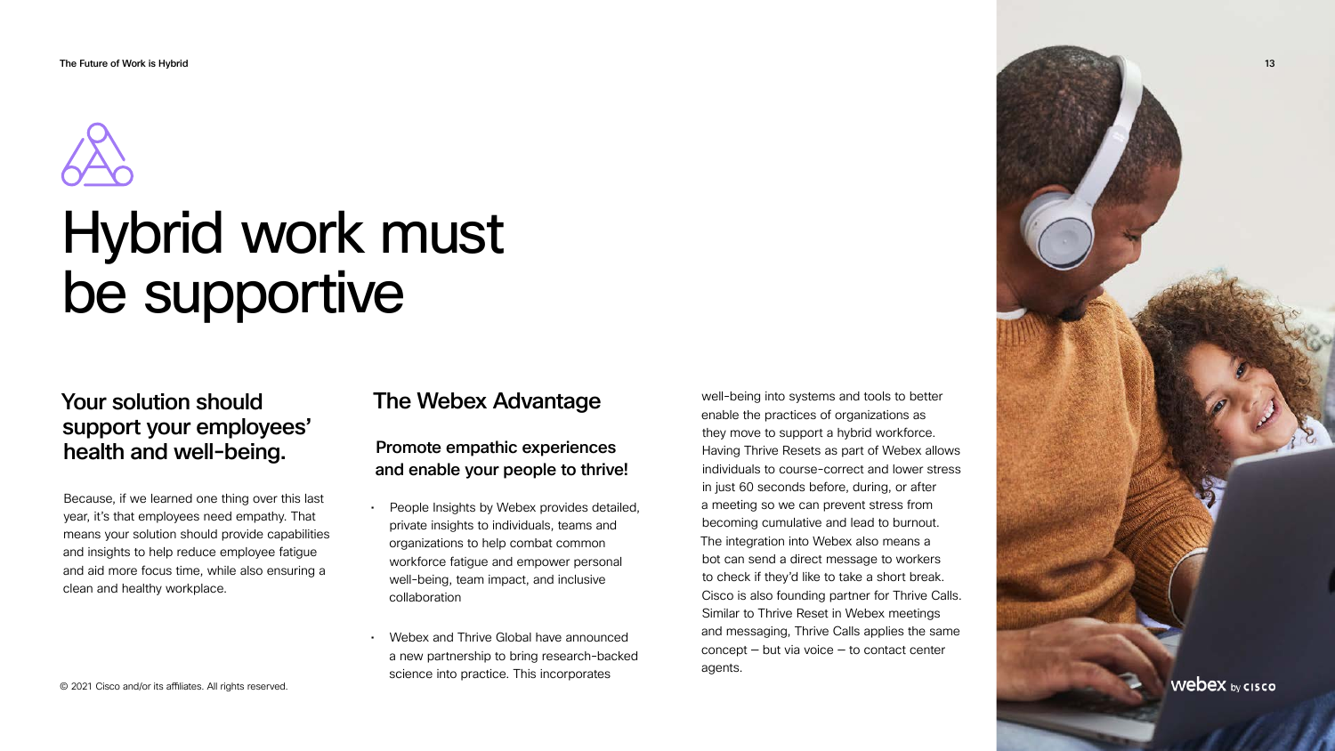# Hybrid work must be supportive

## Your solution should support your employees' health and well-being.

Because, if we learned one thing over this last year, it's that employees need empathy. That means your solution should provide capabilities and insights to help reduce employee fatigue and aid more focus time, while also ensuring a clean and healthy workplace.

## The Webex Advantage

### Promote empathic experiences and enable your people to thrive!

- People Insights by Webex provides detailed, private insights to individuals, teams and organizations to help combat common workforce fatigue and empower personal well-being, team impact, and inclusive collaboration
- Webex and Thrive Global have announced a new partnership to bring research-backed science into practice. This incorporates well-being into systems and tools to better enable the practices of organizations as they move to support a hybrid workforce. Having Thrive Resets as part of Webex allows individuals to course-correct and lower stress in just 60 seconds before, during, or after a meeting so we can prevent stress from becoming cumulative and lead to burnout. The integration into Webex also means a bot can send a direct message to workers to check if they'd like to take a short break. Cisco is also founding partner for Thrive Calls. Similar to Thrive Reset in Webex meetings and messaging, Thrive Calls applies the same concept – but via voice – to contact center agents.

© 2021 Cisco and/or its affiliates. All rights reserved.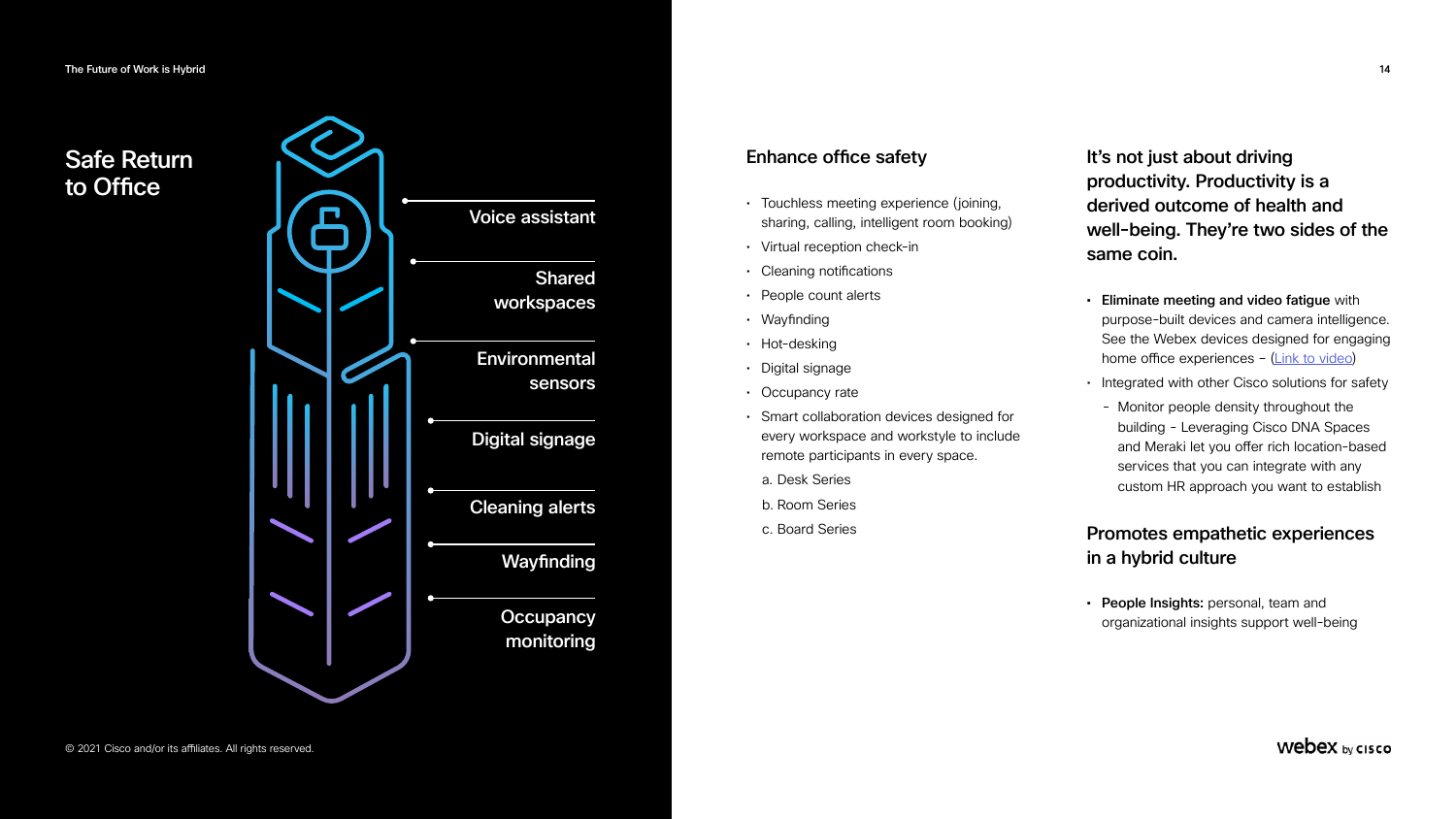# Safe Return to Office

Voice assistant

Shared workspaces

Environmental sensors

Digital signage

Cleaning alerts

Wayfinding

Occupancy monitoring

## Enhance office safety

- Touchless meeting experience (joining, sharing, calling, intelligent room booking)
- Virtual reception check-in
- Cleaning notifications
- People count alerts
- Wayfinding
- Hot-desking
- Digital signage
- Occupancy rate
- Smart collaboration devices designed for every workspace and workstyle to include remote participants in every space.
  a. Desk Series
  b. Room Series
  c. Board Series

## It's not just about driving productivity. Productivity is a derived outcome of health and well-being. They're two sides of the same coin.

- **Eliminate meeting and video fatigue** with purpose-built devices and camera intelligence. See the Webex devices designed for engaging home office experiences – (Link to video)
- Integrated with other Cisco solutions for safety
  - Monitor people density throughout the building - Leveraging Cisco DNA Spaces and Meraki let you offer rich location-based services that you can integrate with any custom HR approach you want to establish

## Promotes empathetic experiences in a hybrid culture

- **People Insights:** personal, team and organizational insights support well-being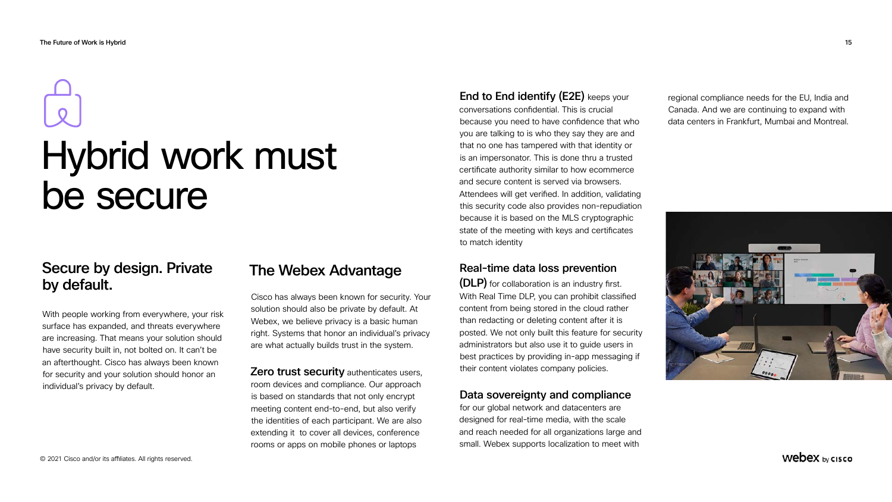# Hybrid work must be secure

## Secure by design. Private by default.

With people working from everywhere, your risk surface has expanded, and threats everywhere are increasing. That means your solution should have security built in, not bolted on. It can't be an afterthought. Cisco has always been known for security and your solution should honor an individual's privacy by default.

## The Webex Advantage

Cisco has always been known for security. Your solution should also be private by default. At Webex, we believe privacy is a basic human right. Systems that honor an individual's privacy are what actually builds trust in the system.

**Zero trust security** authenticates users, room devices and compliance. Our approach is based on standards that not only encrypt meeting content end-to-end, but also verify the identities of each participant. We are also extending it to cover all devices, conference rooms or apps on mobile phones or laptops

**End to End identify (E2E)** keeps your conversations confidential. This is crucial because you need to have confidence that who you are talking to is who they say they are and that no one has tampered with that identity or is an impersonator. This is done thru a trusted certificate authority similar to how ecommerce and secure content is served via browsers. Attendees will get verified. In addition, validating this security code also provides non-repudiation because it is based on the MLS cryptographic state of the meeting with keys and certificates to match identity

**Real-time data loss prevention (DLP)** for collaboration is an industry first. With Real Time DLP, you can prohibit classified content from being stored in the cloud rather than redacting or deleting content after it is posted. We not only built this feature for security administrators but also use it to guide users in best practices by providing in-app messaging if their content violates company policies.

**Data sovereignty and compliance** for our global network and datacenters are designed for real-time media, with the scale and reach needed for all organizations large and small. Webex supports localization to meet with regional compliance needs for the EU, India and Canada. And we are continuing to expand with data centers in Frankfurt, Mumbai and Montreal.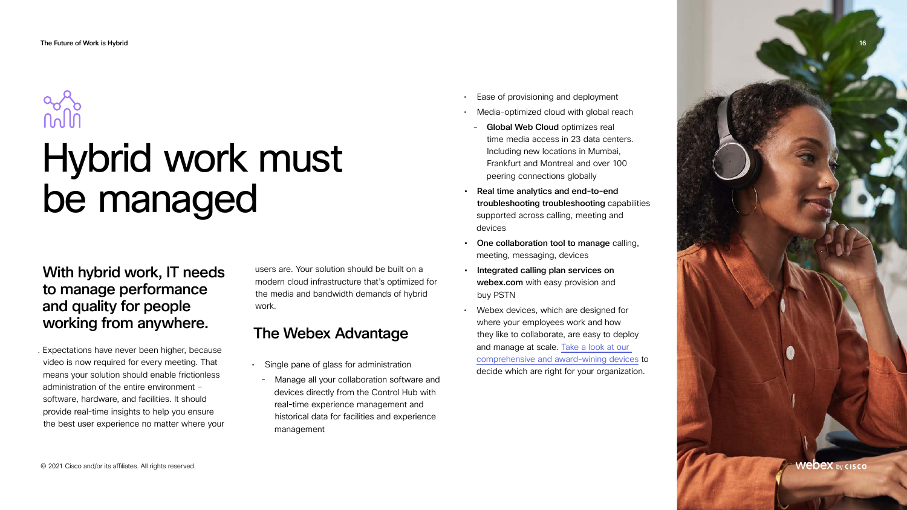# Hybrid work must be managed

## With hybrid work, IT needs to manage performance and quality for people working from anywhere.

. Expectations have never been higher, because video is now required for every meeting. That means your solution should enable frictionless administration of the entire environment – software, hardware, and facilities. It should provide real-time insights to help you ensure the best user experience no matter where your users are. Your solution should be built on a modern cloud infrastructure that's optimized for the media and bandwidth demands of hybrid work.

## The Webex Advantage

- Single pane of glass for administration
  - Manage all your collaboration software and devices directly from the Control Hub with real-time experience management and historical data for facilities and experience management
- Ease of provisioning and deployment
- Media-optimized cloud with global reach
  - **Global Web Cloud** optimizes real time media access in 23 data centers. Including new locations in Mumbai, Frankfurt and Montreal and over 100 peering connections globally
- **Real time analytics and end-to-end troubleshooting troubleshooting** capabilities supported across calling, meeting and devices
- **One collaboration tool to manage** calling, meeting, messaging, devices
- **Integrated calling plan services on webex.com** with easy provision and buy PSTN
- Webex devices, which are designed for where your employees work and how they like to collaborate, are easy to deploy and manage at scale. Take a look at our comprehensive and award-wining devices to decide which are right for your organization.

© 2021 Cisco and/or its affiliates. All rights reserved.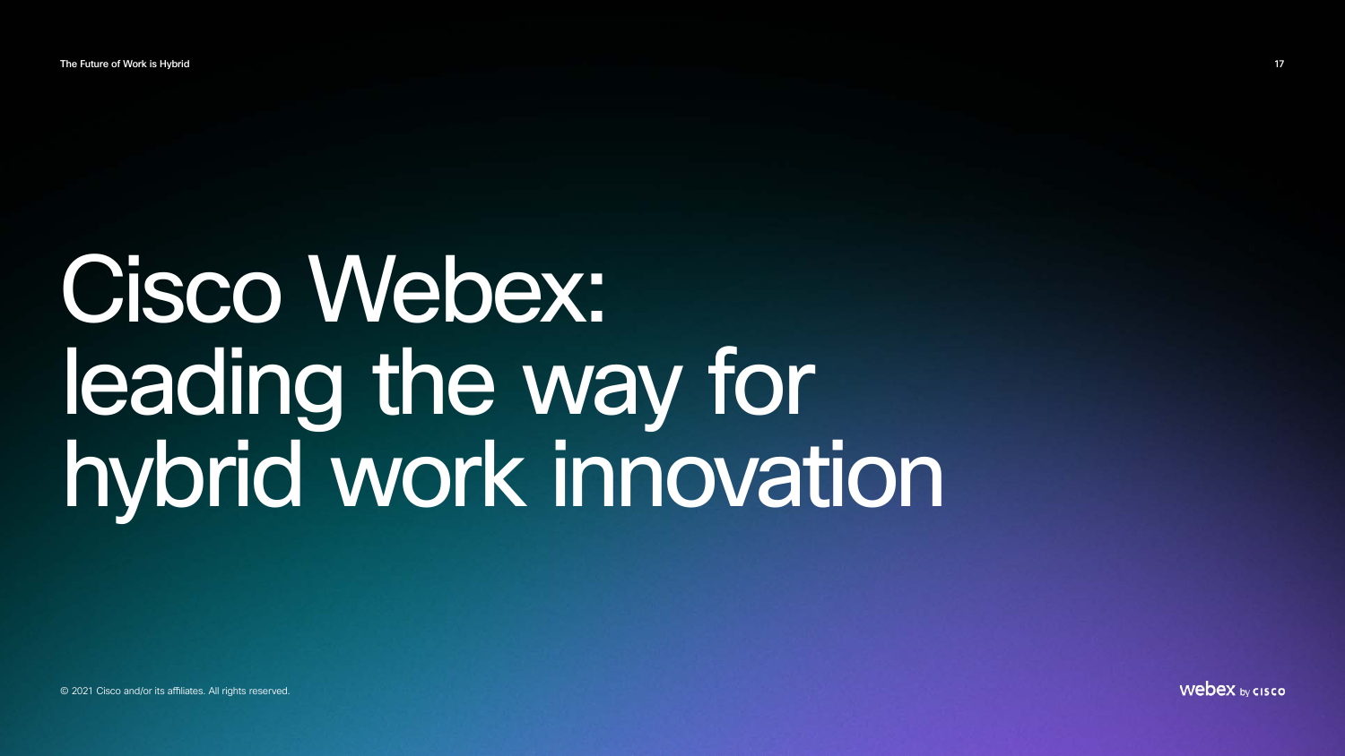# Cisco Webex: leading the way for hybrid work innovation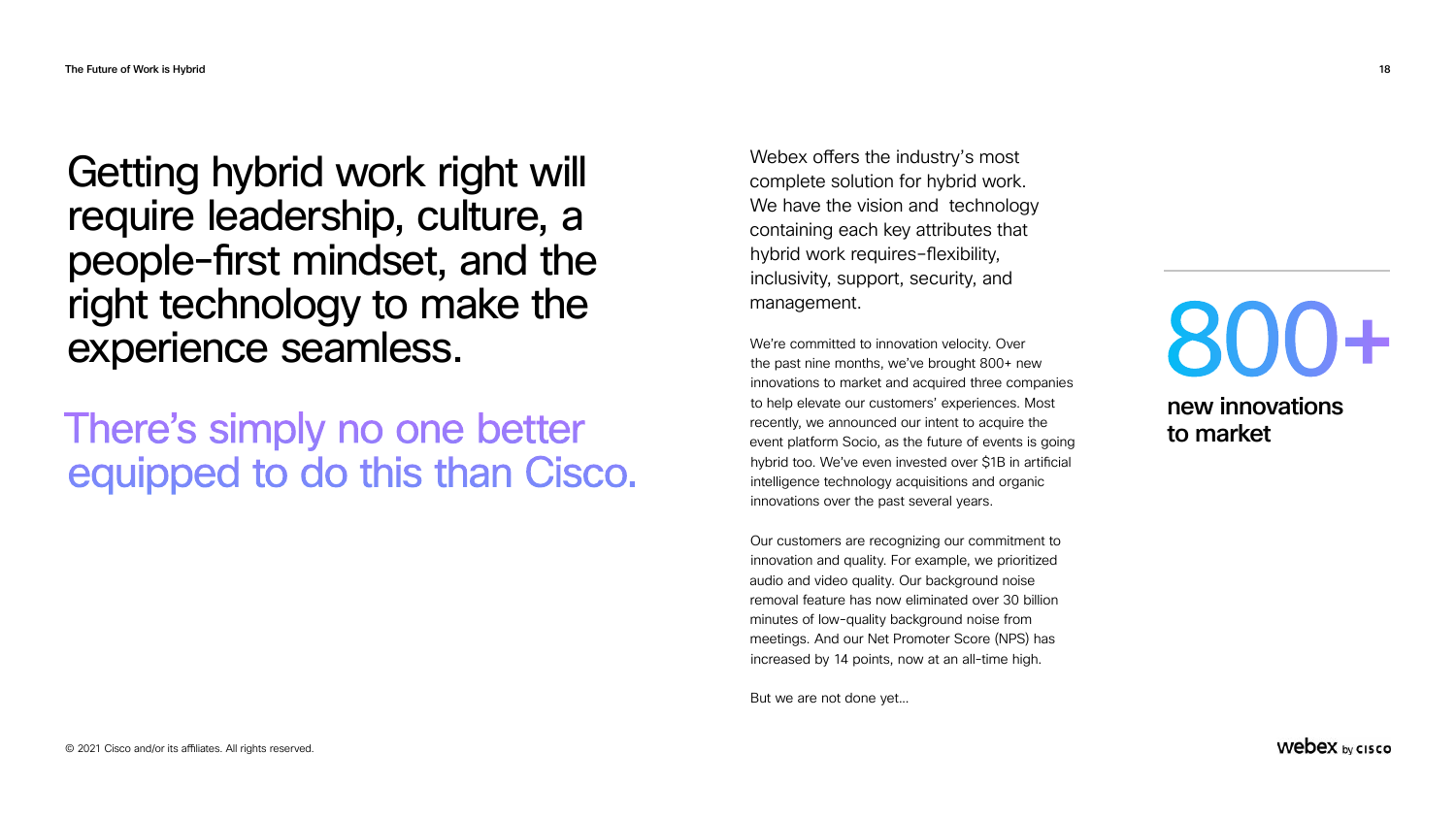# Getting hybrid work right will require leadership, culture, a people-first mindset, and the right technology to make the experience seamless.

## There's simply no one better equipped to do this than Cisco.

Webex offers the industry's most complete solution for hybrid work. We have the vision and technology containing each key attributes that hybrid work requires–flexibility, inclusivity, support, security, and management.

We're committed to innovation velocity. Over the past nine months, we've brought 800+ new innovations to market and acquired three companies to help elevate our customers' experiences. Most recently, we announced our intent to acquire the event platform Socio, as the future of events is going hybrid too. We've even invested over $1B in artificial intelligence technology acquisitions and organic innovations over the past several years.

Our customers are recognizing our commitment to innovation and quality. For example, we prioritized audio and video quality. Our background noise removal feature has now eliminated over 30 billion minutes of low-quality background noise from meetings. And our Net Promoter Score (NPS) has increased by 14 points, now at an all-time high.

But we are not done yet...

**800+**

**new innovations to market**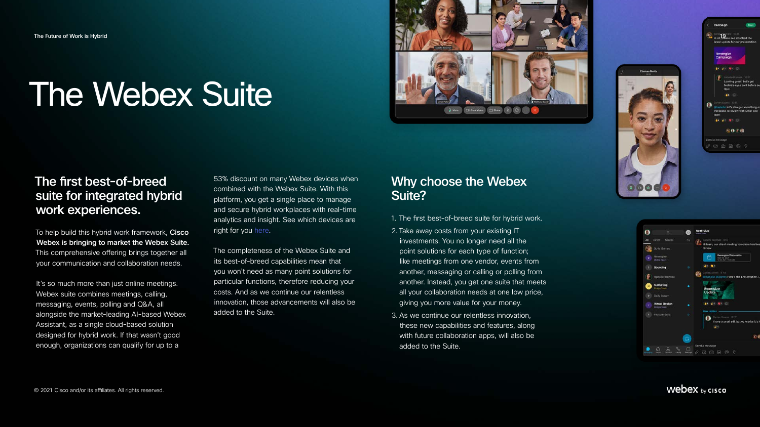# The Webex Suite

## The first best-of-breed suite for integrated hybrid work experiences.

To help build this hybrid work framework, **Cisco Webex is bringing to market the Webex Suite.** This comprehensive offering brings together all your communication and collaboration needs.

It's so much more than just online meetings. Webex suite combines meetings, calling, messaging, events, polling and Q&A, all alongside the market-leading AI-based Webex Assistant, as a single cloud-based solution designed for hybrid work. If that wasn't good enough, organizations can qualify for up to a 53% discount on many Webex devices when combined with the Webex Suite. With this platform, you get a single place to manage and secure hybrid workplaces with real-time analytics and insight. See which devices are right for you here.

The completeness of the Webex Suite and its best-of-breed capabilities mean that you won't need as many point solutions for particular functions, therefore reducing your costs. And as we continue our relentless innovation, those advancements will also be added to the Suite.

## Why choose the Webex Suite?

1. The first best-of-breed suite for hybrid work.
2. Take away costs from your existing IT investments. You no longer need all the point solutions for each type of function; like meetings from one vendor, events from another, messaging or calling or polling from another. Instead, you get one suite that meets all your collaboration needs at one low price, giving you more value for your money.
3. As we continue our relentless innovation, these new capabilities and features, along with future collaboration apps, will also be added to the Suite.

© 2021 Cisco and/or its affiliates. All rights reserved.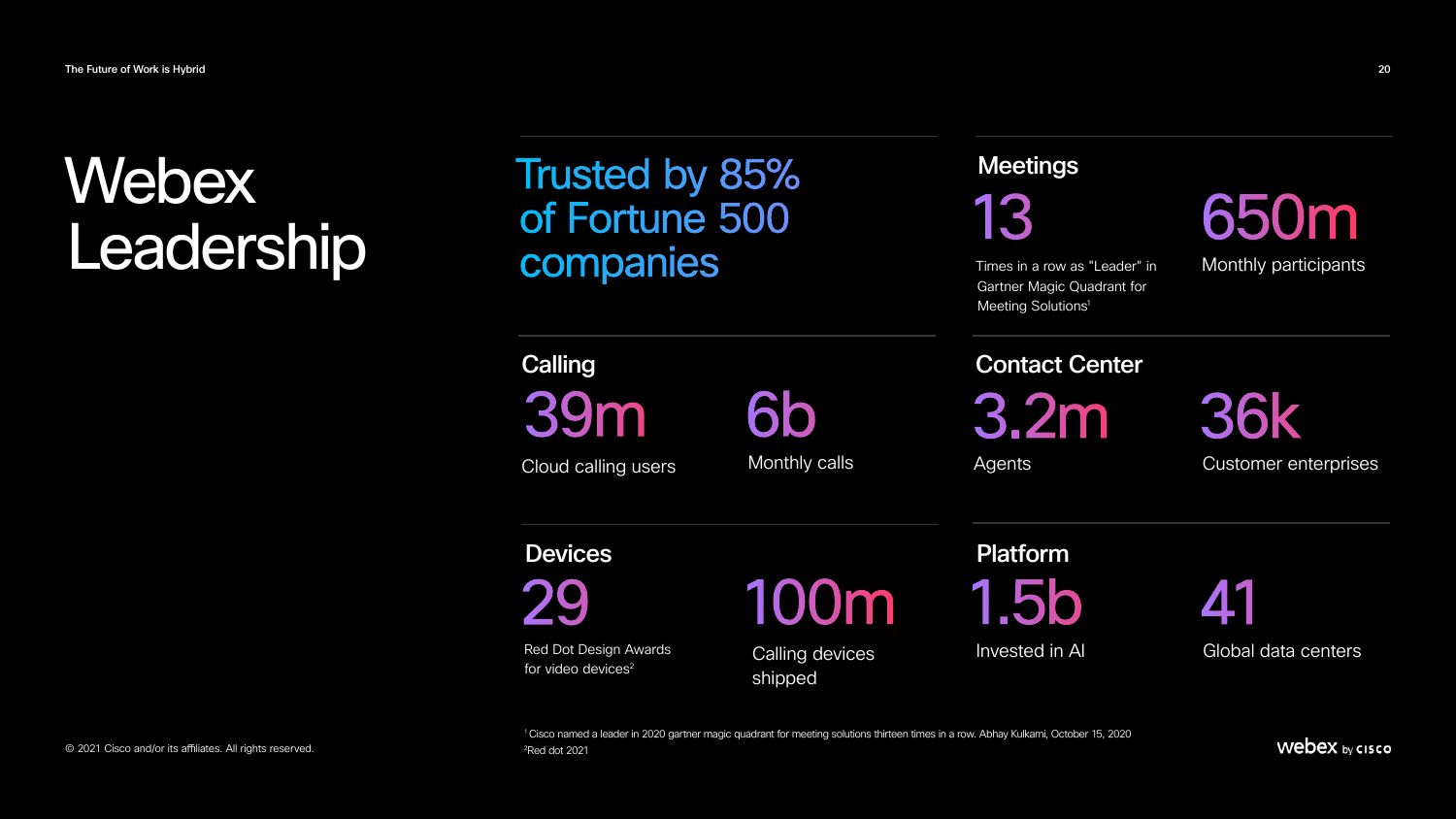# Webex Leadership

## Trusted by 85% of Fortune 500 companies

### Meetings

**13**
Times in a row as "Leader" in Gartner Magic Quadrant for Meeting Solutions[1]

**650m**
Monthly participants

### Calling

**39m**
Cloud calling users

**6b**
Monthly calls

### Contact Center

**3.2m**
Agents

**36k**
Customer enterprises

### Devices

**29**
Red Dot Design Awards for video devices[2]

**100m**
Calling devices shipped

### Platform

**1.5b**
Invested in AI

**41**
Global data centers

[1] Cisco named a leader in 2020 gartner magic quadrant for meeting solutions thirteen times in a row. Abhay Kulkarni, October 15, 2020
[2] Red dot 2021

© 2021 Cisco and/or its affiliates. All rights reserved.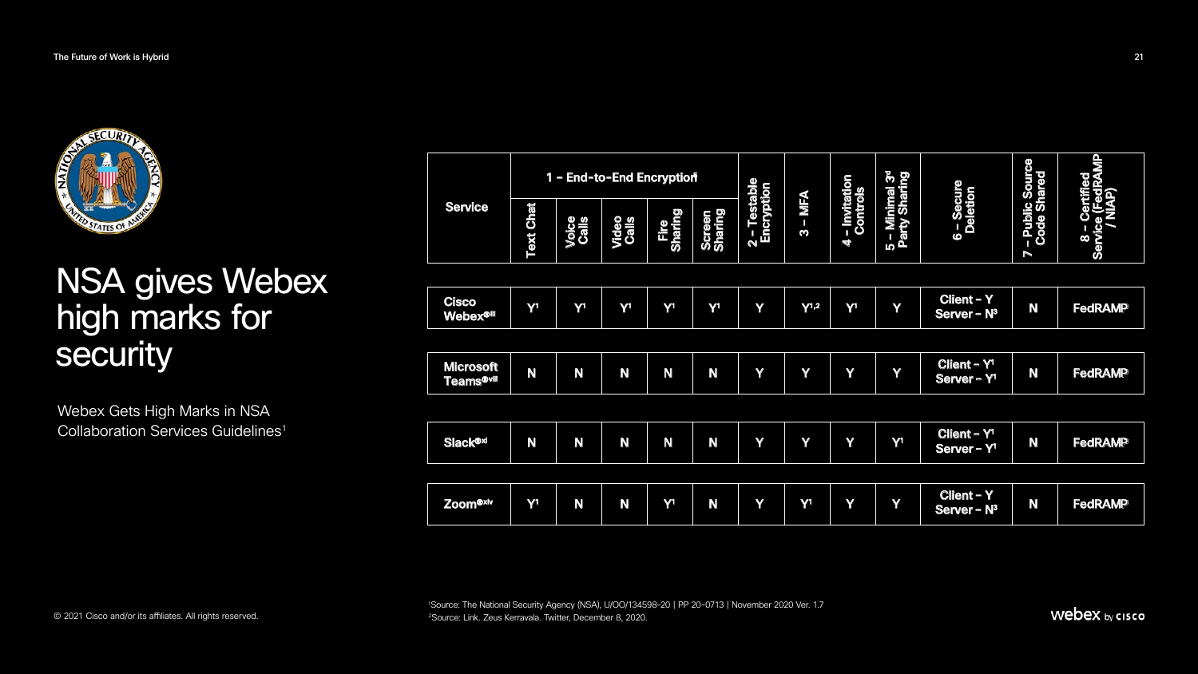# NSA gives Webex high marks for security

Webex Gets High Marks in NSA Collaboration Services Guidelines[1]

| Service | 1 – End-to-End Encryption[1] | | | | | 2 – Testable Encryption | 3 – MFA | 4 – Invitation Controls | 5 – Minimal 3rd Party Sharing | 6 – Secure Deletion | 7 – Public Source Code Shared | 8 – Certified Service (FedRAMP / NIAP) |
|---|---|---|---|---|---|---|---|---|---|---|---|---|
| | Text Chat | Voice Calls | Video Calls | File Sharing | Screen Sharing | | | | | | | |
| Cisco Webex®iii | Y[1] | Y[1] | Y[1] | Y[1] | Y[1] | Y | Y[1,2] | Y[1] | Y | Client – Y Server – N[3] | N | FedRAMP |
| Microsoft Teams®viii | N | N | N | N | N | Y | Y | Y | Y | Client – Y[1] Server – Y[1] | N | FedRAMP |
| Slack®xi | N | N | N | N | N | Y | Y | Y | Y[1] | Client – Y[1] Server – Y[1] | N | FedRAMP |
| Zoom®xiv | Y[1] | N | N | Y[1] | N | Y | Y[1] | Y | Y | Client – Y Server – N[3] | N | FedRAMP |

[1]Source: The National Security Agency (NSA), U/OO/134598-20 | PP 20-0713 | November 2020 Ver. 1.7
[2]Source: Link. Zeus Kerravala. Twitter, December 8, 2020.

© 2021 Cisco and/or its affiliates. All rights reserved.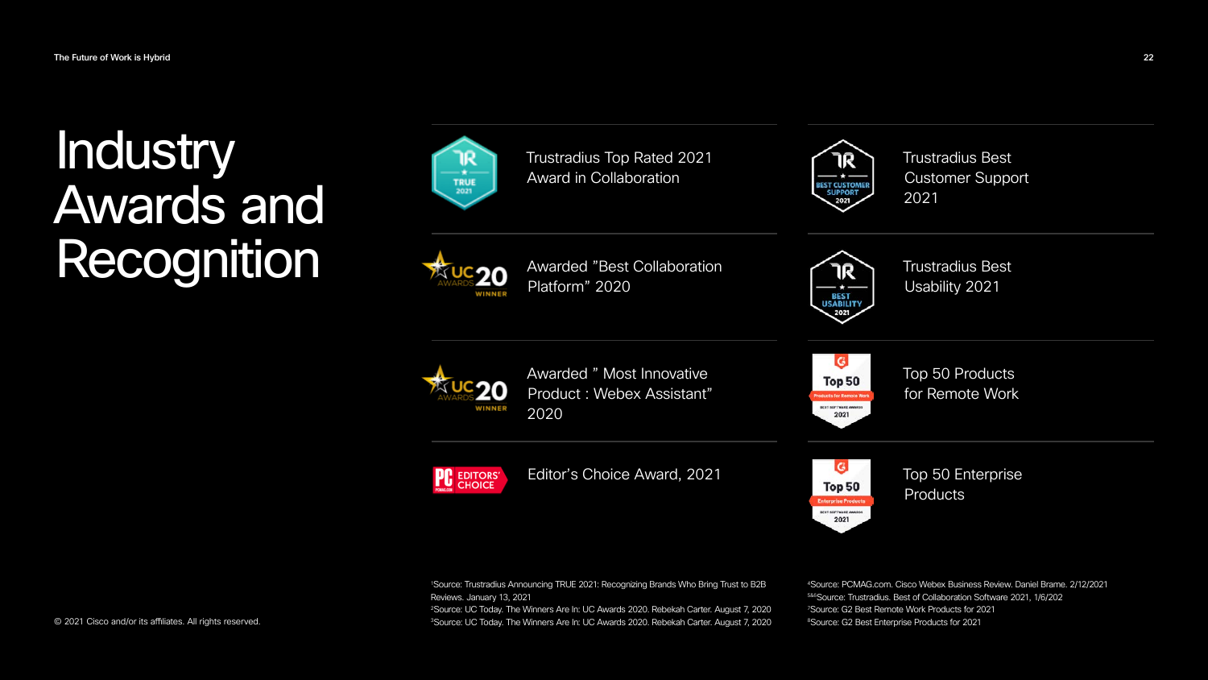# Industry Awards and Recognition

- Trustradius Top Rated 2021 Award in Collaboration
- Trustradius Best Customer Support 2021
- Awarded "Best Collaboration Platform" 2020
- Trustradius Best Usability 2021
- Awarded " Most Innovative Product : Webex Assistant" 2020
- Top 50 Products for Remote Work
- Editor's Choice Award, 2021
- Top 50 Enterprise Products

[1]Source: Trustradius Announcing TRUE 2021: Recognizing Brands Who Bring Trust to B2B Reviews. January 13, 2021
[2]Source: UC Today. The Winners Are In: UC Awards 2020. Rebekah Carter. August 7, 2020
[3]Source: UC Today. The Winners Are In: UC Awards 2020. Rebekah Carter. August 7, 2020
[4]Source: PCMAG.com. Cisco Webex Business Review. Daniel Brame. 2/12/2021
[5&6]Source: Trustradius. Best of Collaboration Software 2021, 1/6/202
[7]Source: G2 Best Remote Work Products for 2021
[8]Source: G2 Best Enterprise Products for 2021

© 2021 Cisco and/or its affiliates. All rights reserved.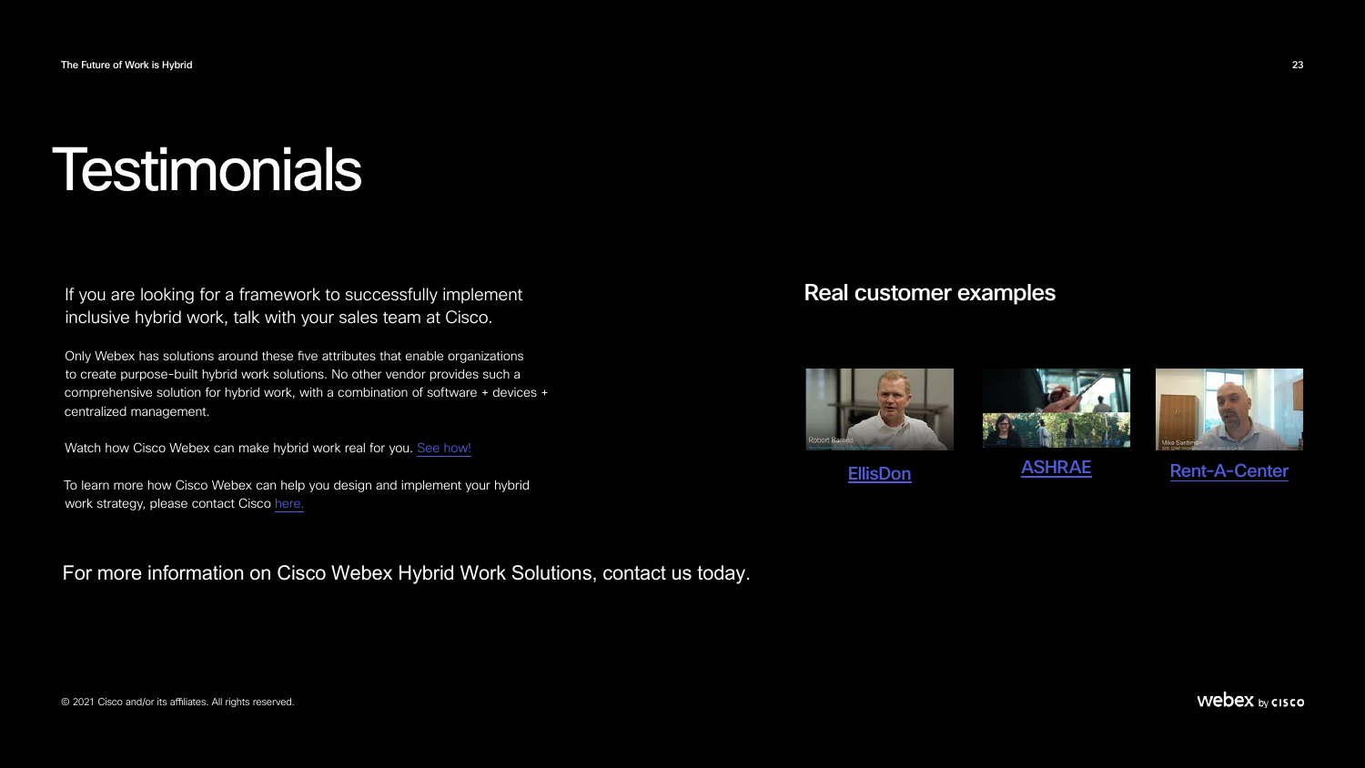# Testimonials

If you are looking for a framework to successfully implement inclusive hybrid work, talk with your sales team at Cisco.

Only Webex has solutions around these five attributes that enable organizations to create purpose-built hybrid work solutions. No other vendor provides such a comprehensive solution for hybrid work, with a combination of software + devices + centralized management.

Watch how Cisco Webex can make hybrid work real for you. See how!

To learn more how Cisco Webex can help you design and implement your hybrid work strategy, please contact Cisco here.

## Real customer examples

EllisDon

ASHRAE

Rent-A-Center

For more information on Cisco Webex Hybrid Work Solutions, contact us today.

© 2021 Cisco and/or its affiliates. All rights reserved.